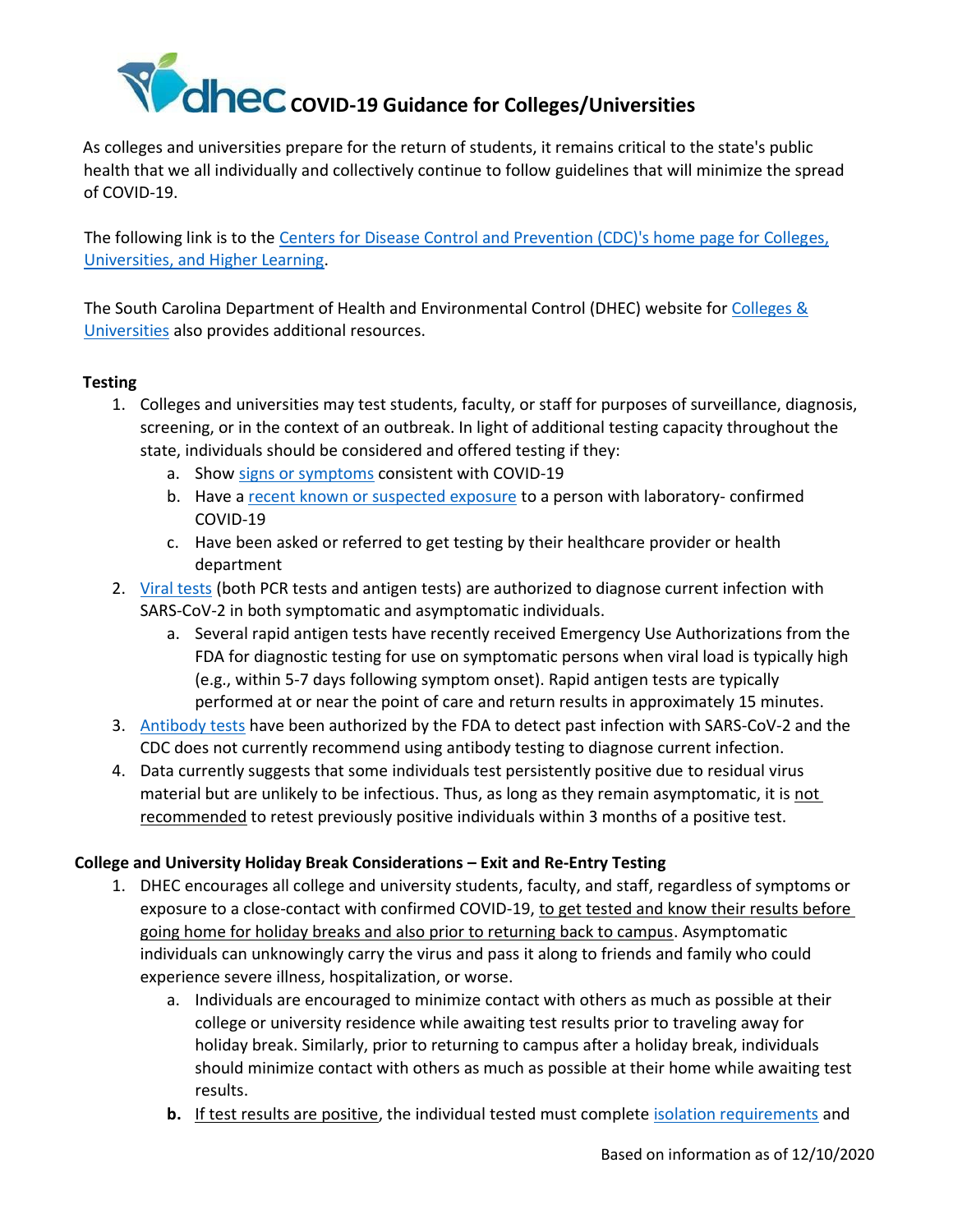# COVID-19 Guidance for Colleges/Universities

As colleges and universities prepare for the return of students, it remains critical to the state's public health that we all individually and collectively continue to follow guidelines that will minimize the spread of COVID-19.

The following link is to the Centers for Disease Control and Prevention (CDC)'s home page for Colleges, Universities, and Higher Learning.

The South Carolina Department of Health and Environmental Control (DHEC) website for Colleges & Universities also provides additional resources.

**Testing**

1. Colleges and universities may test students, faculty, or staff for purposes of surveillance, diagnosis, screening, or in the context of an outbreak. In light of additional testing capacity throughout the state, individuals should be considered and offered testing if they:
   a. Show signs or symptoms consistent with COVID-19
   b. Have a recent known or suspected exposure to a person with laboratory- confirmed COVID-19
   c. Have been asked or referred to get testing by their healthcare provider or health department
2. Viral tests (both PCR tests and antigen tests) are authorized to diagnose current infection with SARS-CoV-2 in both symptomatic and asymptomatic individuals.
   a. Several rapid antigen tests have recently received Emergency Use Authorizations from the FDA for diagnostic testing for use on symptomatic persons when viral load is typically high (e.g., within 5-7 days following symptom onset). Rapid antigen tests are typically performed at or near the point of care and return results in approximately 15 minutes.
3. Antibody tests have been authorized by the FDA to detect past infection with SARS-CoV-2 and the CDC does not currently recommend using antibody testing to diagnose current infection.
4. Data currently suggests that some individuals test persistently positive due to residual virus material but are unlikely to be infectious. Thus, as long as they remain asymptomatic, it is not recommended to retest previously positive individuals within 3 months of a positive test.

**College and University Holiday Break Considerations – Exit and Re-Entry Testing**

1. DHEC encourages all college and university students, faculty, and staff, regardless of symptoms or exposure to a close-contact with confirmed COVID-19, to get tested and know their results before going home for holiday breaks and also prior to returning back to campus. Asymptomatic individuals can unknowingly carry the virus and pass it along to friends and family who could experience severe illness, hospitalization, or worse.
   a. Individuals are encouraged to minimize contact with others as much as possible at their college or university residence while awaiting test results prior to traveling away for holiday break. Similarly, prior to returning to campus after a holiday break, individuals should minimize contact with others as much as possible at their home while awaiting test results.
   **b.** If test results are positive, the individual tested must complete isolation requirements and

Based on information as of 12/10/2020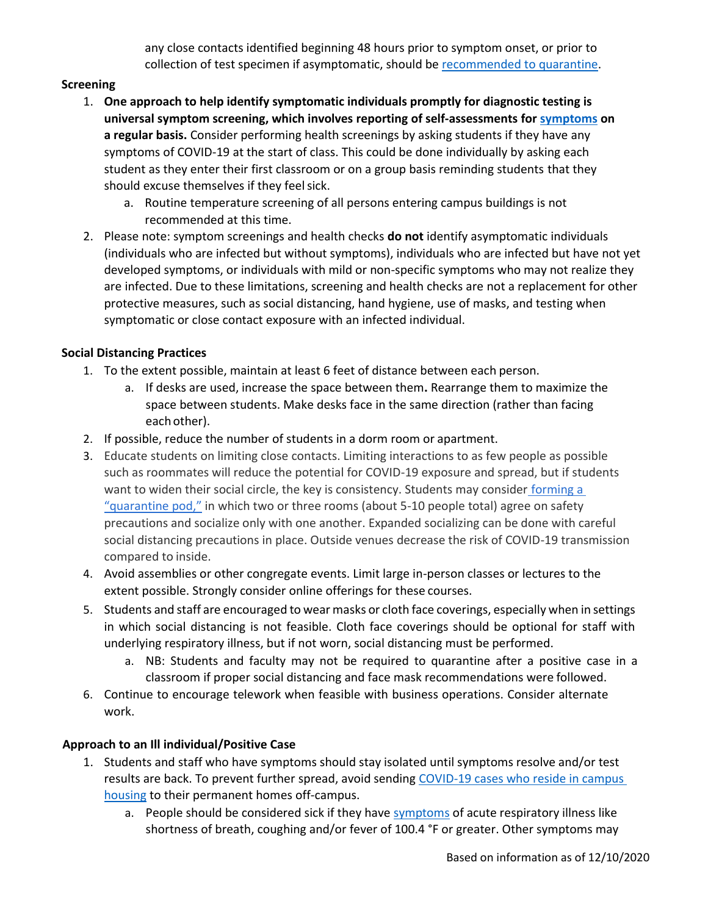any close contacts identified beginning 48 hours prior to symptom onset, or prior to collection of test specimen if asymptomatic, should be recommended to quarantine.

**Screening**

1. **One approach to help identify symptomatic individuals promptly for diagnostic testing is universal symptom screening, which involves reporting of self-assessments for symptoms on a regular basis.** Consider performing health screenings by asking students if they have any symptoms of COVID-19 at the start of class. This could be done individually by asking each student as they enter their first classroom or on a group basis reminding students that they should excuse themselves if they feel sick.
   a. Routine temperature screening of all persons entering campus buildings is not recommended at this time.
2. Please note: symptom screenings and health checks **do not** identify asymptomatic individuals (individuals who are infected but without symptoms), individuals who are infected but have not yet developed symptoms, or individuals with mild or non-specific symptoms who may not realize they are infected. Due to these limitations, screening and health checks are not a replacement for other protective measures, such as social distancing, hand hygiene, use of masks, and testing when symptomatic or close contact exposure with an infected individual.

**Social Distancing Practices**

1. To the extent possible, maintain at least 6 feet of distance between each person.
   a. If desks are used, increase the space between them**.** Rearrange them to maximize the space between students. Make desks face in the same direction (rather than facing each other).
2. If possible, reduce the number of students in a dorm room or apartment.
3. Educate students on limiting close contacts. Limiting interactions to as few people as possible such as roommates will reduce the potential for COVID-19 exposure and spread, but if students want to widen their social circle, the key is consistency. Students may consider forming a "quarantine pod," in which two or three rooms (about 5-10 people total) agree on safety precautions and socialize only with one another. Expanded socializing can be done with careful social distancing precautions in place. Outside venues decrease the risk of COVID-19 transmission compared to inside.
4. Avoid assemblies or other congregate events. Limit large in-person classes or lectures to the extent possible. Strongly consider online offerings for these courses.
5. Students and staff are encouraged to wear masks or cloth face coverings, especially when in settings in which social distancing is not feasible. Cloth face coverings should be optional for staff with underlying respiratory illness, but if not worn, social distancing must be performed.
   a. NB: Students and faculty may not be required to quarantine after a positive case in a classroom if proper social distancing and face mask recommendations were followed.
6. Continue to encourage telework when feasible with business operations. Consider alternate work.

**Approach to an Ill individual/Positive Case**

1. Students and staff who have symptoms should stay isolated until symptoms resolve and/or test results are back. To prevent further spread, avoid sending COVID-19 cases who reside in campus housing to their permanent homes off-campus.
   a. People should be considered sick if they have symptoms of acute respiratory illness like shortness of breath, coughing and/or fever of 100.4 °F or greater. Other symptoms may

Based on information as of 12/10/2020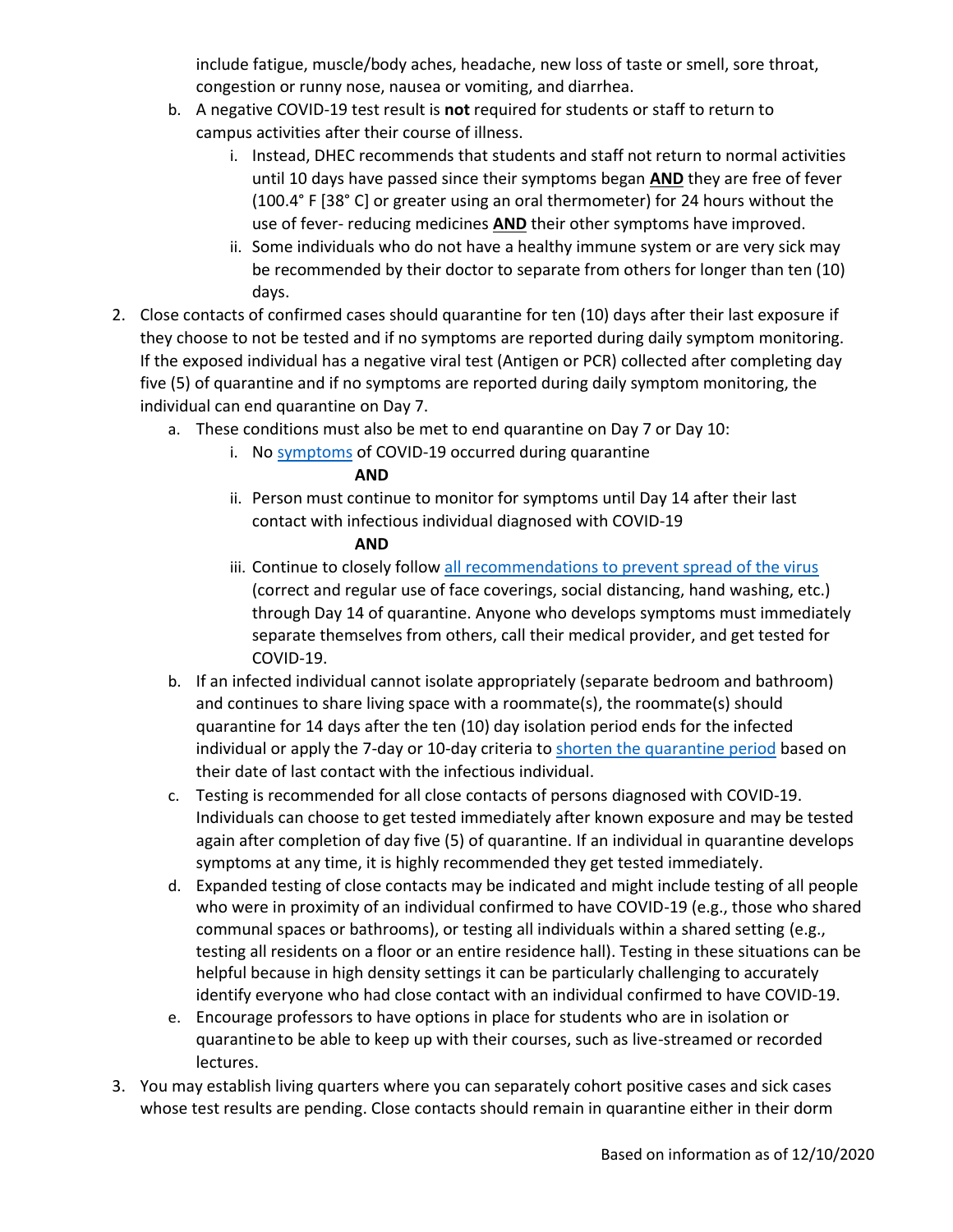include fatigue, muscle/body aches, headache, new loss of taste or smell, sore throat, congestion or runny nose, nausea or vomiting, and diarrhea.

   b. A negative COVID-19 test result is **not** required for students or staff to return to campus activities after their course of illness.
      i. Instead, DHEC recommends that students and staff not return to normal activities until 10 days have passed since their symptoms began **AND** they are free of fever (100.4° F [38° C] or greater using an oral thermometer) for 24 hours without the use of fever- reducing medicines **AND** their other symptoms have improved.
      ii. Some individuals who do not have a healthy immune system or are very sick may be recommended by their doctor to separate from others for longer than ten (10) days.

2. Close contacts of confirmed cases should quarantine for ten (10) days after their last exposure if they choose to not be tested and if no symptoms are reported during daily symptom monitoring. If the exposed individual has a negative viral test (Antigen or PCR) collected after completing day five (5) of quarantine and if no symptoms are reported during daily symptom monitoring, the individual can end quarantine on Day 7.
   a. These conditions must also be met to end quarantine on Day 7 or Day 10:
      i. No symptoms of COVID-19 occurred during quarantine

         **AND**

      ii. Person must continue to monitor for symptoms until Day 14 after their last contact with infectious individual diagnosed with COVID-19

         **AND**

      iii. Continue to closely follow all recommendations to prevent spread of the virus (correct and regular use of face coverings, social distancing, hand washing, etc.) through Day 14 of quarantine. Anyone who develops symptoms must immediately separate themselves from others, call their medical provider, and get tested for COVID-19.
   b. If an infected individual cannot isolate appropriately (separate bedroom and bathroom) and continues to share living space with a roommate(s), the roommate(s) should quarantine for 14 days after the ten (10) day isolation period ends for the infected individual or apply the 7-day or 10-day criteria to shorten the quarantine period based on their date of last contact with the infectious individual.
   c. Testing is recommended for all close contacts of persons diagnosed with COVID-19. Individuals can choose to get tested immediately after known exposure and may be tested again after completion of day five (5) of quarantine. If an individual in quarantine develops symptoms at any time, it is highly recommended they get tested immediately.
   d. Expanded testing of close contacts may be indicated and might include testing of all people who were in proximity of an individual confirmed to have COVID-19 (e.g., those who shared communal spaces or bathrooms), or testing all individuals within a shared setting (e.g., testing all residents on a floor or an entire residence hall). Testing in these situations can be helpful because in high density settings it can be particularly challenging to accurately identify everyone who had close contact with an individual confirmed to have COVID-19.
   e. Encourage professors to have options in place for students who are in isolation or quarantine to be able to keep up with their courses, such as live-streamed or recorded lectures.

3. You may establish living quarters where you can separately cohort positive cases and sick cases whose test results are pending. Close contacts should remain in quarantine either in their dorm

Based on information as of 12/10/2020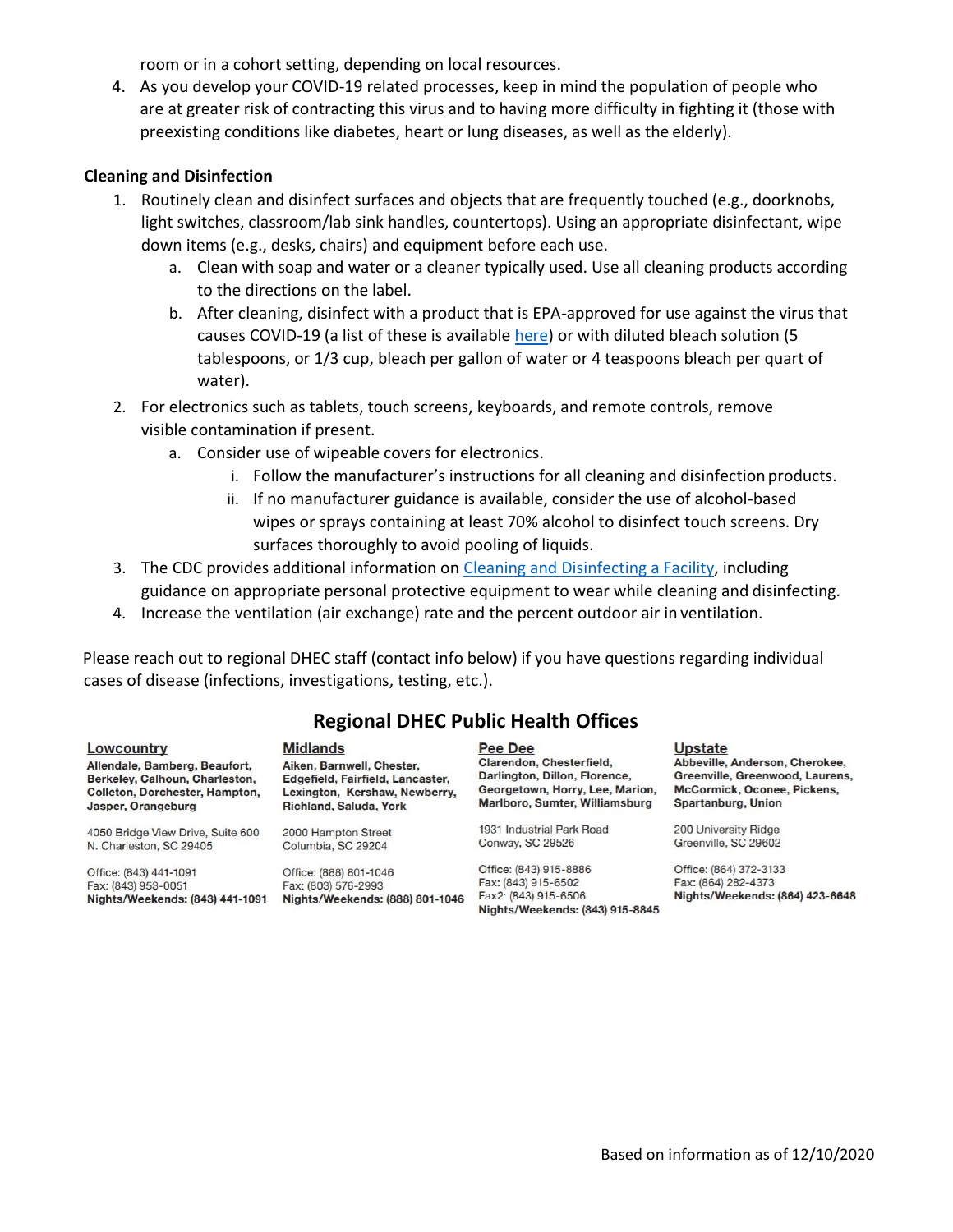room or in a cohort setting, depending on local resources.

4. As you develop your COVID-19 related processes, keep in mind the population of people who are at greater risk of contracting this virus and to having more difficulty in fighting it (those with preexisting conditions like diabetes, heart or lung diseases, as well as the elderly).

**Cleaning and Disinfection**

1. Routinely clean and disinfect surfaces and objects that are frequently touched (e.g., doorknobs, light switches, classroom/lab sink handles, countertops). Using an appropriate disinfectant, wipe down items (e.g., desks, chairs) and equipment before each use.
   a. Clean with soap and water or a cleaner typically used. Use all cleaning products according to the directions on the label.
   b. After cleaning, disinfect with a product that is EPA-approved for use against the virus that causes COVID-19 (a list of these is available here) or with diluted bleach solution (5 tablespoons, or 1/3 cup, bleach per gallon of water or 4 teaspoons bleach per quart of water).
2. For electronics such as tablets, touch screens, keyboards, and remote controls, remove visible contamination if present.
   a. Consider use of wipeable covers for electronics.
      i. Follow the manufacturer's instructions for all cleaning and disinfection products.
      ii. If no manufacturer guidance is available, consider the use of alcohol-based wipes or sprays containing at least 70% alcohol to disinfect touch screens. Dry surfaces thoroughly to avoid pooling of liquids.
3. The CDC provides additional information on Cleaning and Disinfecting a Facility, including guidance on appropriate personal protective equipment to wear while cleaning and disinfecting.
4. Increase the ventilation (air exchange) rate and the percent outdoor air in ventilation.

Please reach out to regional DHEC staff (contact info below) if you have questions regarding individual cases of disease (infections, investigations, testing, etc.).

## Regional DHEC Public Health Offices

**Lowcountry**

**Allendale, Bamberg, Beaufort, Berkeley, Calhoun, Charleston, Colleton, Dorchester, Hampton, Jasper, Orangeburg**

4050 Bridge View Drive, Suite 600
N. Charleston, SC 29405

Office: (843) 441-1091
Fax: (843) 953-0051
**Nights/Weekends: (843) 441-1091**

**Midlands**

**Aiken, Barnwell, Chester, Edgefield, Fairfield, Lancaster, Lexington, Kershaw, Newberry, Richland, Saluda, York**

2000 Hampton Street
Columbia, SC 29204

Office: (888) 801-1046
Fax: (803) 576-2993
**Nights/Weekends: (888) 801-1046**

**Pee Dee**

**Clarendon, Chesterfield, Darlington, Dillon, Florence, Georgetown, Horry, Lee, Marion, Marlboro, Sumter, Williamsburg**

1931 Industrial Park Road
Conway, SC 29526

Office: (843) 915-8886
Fax: (843) 915-6502
Fax2: (843) 915-6506
**Nights/Weekends: (843) 915-8845**

**Upstate**

**Abbeville, Anderson, Cherokee, Greenville, Greenwood, Laurens, McCormick, Oconee, Pickens, Spartanburg, Union**

200 University Ridge
Greenville, SC 29602

Office: (864) 372-3133
Fax: (864) 282-4373
**Nights/Weekends: (864) 423-6648**

Based on information as of 12/10/2020